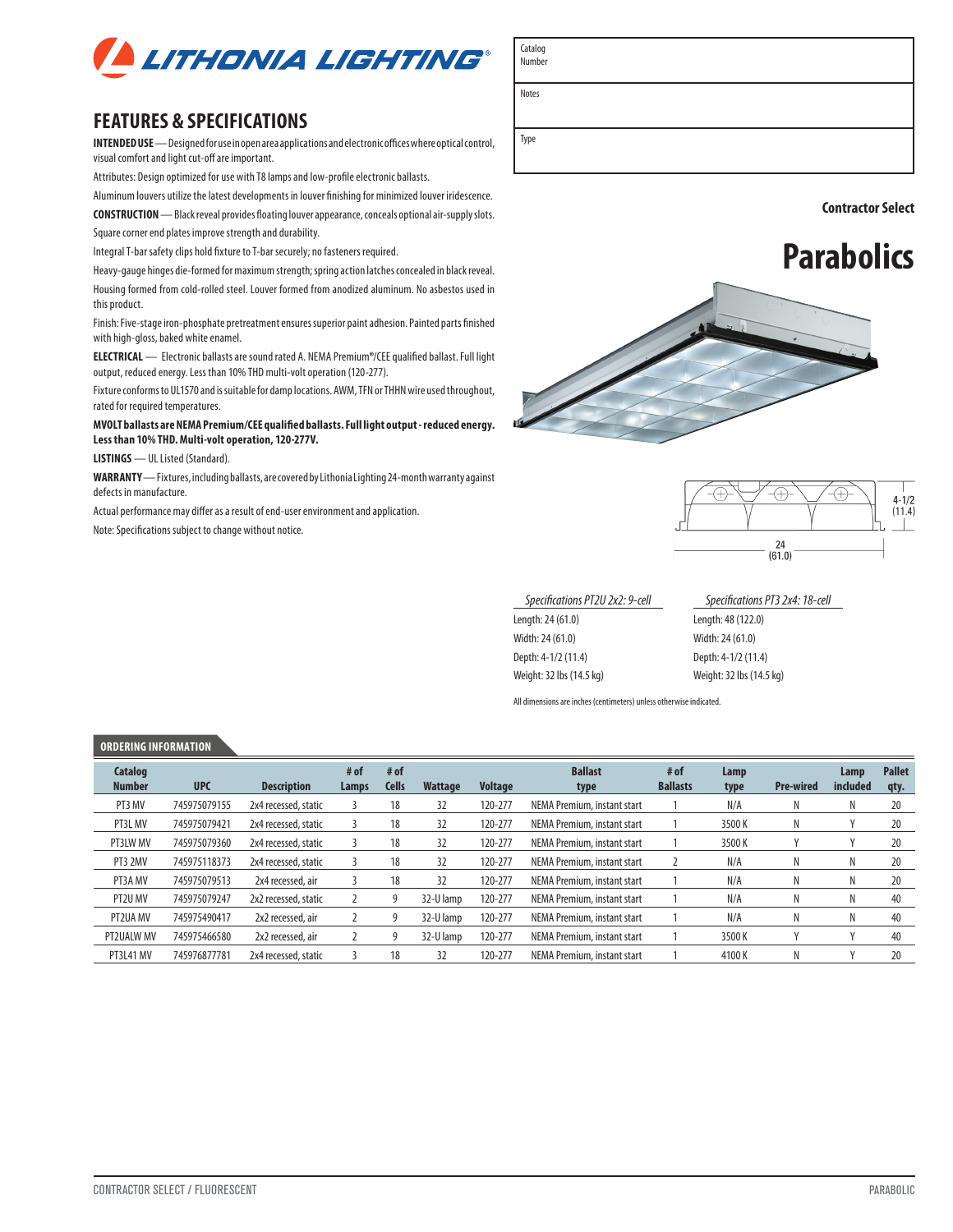LITHONIA LIGHTING®

## FEATURES & SPECIFICATIONS

**INTENDED USE** — Designed for use in open area applications and electronic offices where optical control, visual comfort and light cut-off are important.

Attributes: Design optimized for use with T8 lamps and low-profile electronic ballasts.

Aluminum louvers utilize the latest developments in louver finishing for minimized louver iridescence.

**CONSTRUCTION** — Black reveal provides floating louver appearance, conceals optional air-supply slots.

Square corner end plates improve strength and durability.

Integral T-bar safety clips hold fixture to T-bar securely; no fasteners required.

Heavy-gauge hinges die-formed for maximum strength; spring action latches concealed in black reveal.

Housing formed from cold-rolled steel. Louver formed from anodized aluminum. No asbestos used in this product.

Finish: Five-stage iron-phosphate pretreatment ensures superior paint adhesion. Painted parts finished with high-gloss, baked white enamel.

**ELECTRICAL** — Electronic ballasts are sound rated A. NEMA Premium®/CEE qualified ballast. Full light output, reduced energy. Less than 10% THD multi-volt operation (120-277).

Fixture conforms to UL1570 and is suitable for damp locations. AWM, TFN or THHN wire used throughout, rated for required temperatures.

**MVOLT ballasts are NEMA Premium/CEE qualified ballasts. Full light output - reduced energy. Less than 10% THD. Multi-volt operation, 120-277V.**

**LISTINGS** — UL Listed (Standard).

**WARRANTY** — Fixtures, including ballasts, are covered by Lithonia Lighting 24-month warranty against defects in manufacture.

Actual performance may differ as a result of end-user environment and application.

Note: Specifications subject to change without notice.

| Catalog Number | |
|---|---|
| Notes | |
| Type | |

**Contractor Select**

# Parabolics

4-1/2 (11.4)

24 (61.0)

| *Specifications PT2U 2x2: 9-cell* | *Specifications PT3 2x4: 18-cell* |
|---|---|
| Length: 24 (61.0) | Length: 48 (122.0) |
| Width: 24 (61.0) | Width: 24 (61.0) |
| Depth: 4-1/2 (11.4) | Depth: 4-1/2 (11.4) |
| Weight: 32 lbs (14.5 kg) | Weight: 32 lbs (14.5 kg) |

All dimensions are inches (centimeters) unless otherwise indicated.

### ORDERING INFORMATION

| Catalog Number | UPC | Description | # of Lamps | # of Cells | Wattage | Voltage | Ballast type | # of Ballasts | Lamp type | Pre-wired | Lamp included | Pallet qty. |
|---|---|---|---|---|---|---|---|---|---|---|---|---|
| PT3 MV | 745975079155 | 2x4 recessed, static | 3 | 18 | 32 | 120-277 | NEMA Premium, instant start | 1 | N/A | N | N | 20 |
| PT3L MV | 745975079421 | 2x4 recessed, static | 3 | 18 | 32 | 120-277 | NEMA Premium, instant start | 1 | 3500 K | N | Y | 20 |
| PT3LW MV | 745975079360 | 2x4 recessed, static | 3 | 18 | 32 | 120-277 | NEMA Premium, instant start | 1 | 3500 K | Y | Y | 20 |
| PT3 2MV | 745975118373 | 2x4 recessed, static | 3 | 18 | 32 | 120-277 | NEMA Premium, instant start | 2 | N/A | N | N | 20 |
| PT3A MV | 745975079513 | 2x4 recessed, air | 3 | 18 | 32 | 120-277 | NEMA Premium, instant start | 1 | N/A | N | N | 20 |
| PT2U MV | 745975079247 | 2x2 recessed, static | 2 | 9 | 32-U lamp | 120-277 | NEMA Premium, instant start | 1 | N/A | N | N | 40 |
| PT2UA MV | 745975490417 | 2x2 recessed, air | 2 | 9 | 32-U lamp | 120-277 | NEMA Premium, instant start | 1 | N/A | N | N | 40 |
| PT2UALW MV | 745975466580 | 2x2 recessed, air | 2 | 9 | 32-U lamp | 120-277 | NEMA Premium, instant start | 1 | 3500 K | Y | Y | 40 |
| PT3L41 MV | 745976877781 | 2x4 recessed, static | 3 | 18 | 32 | 120-277 | NEMA Premium, instant start | 1 | 4100 K | N | Y | 20 |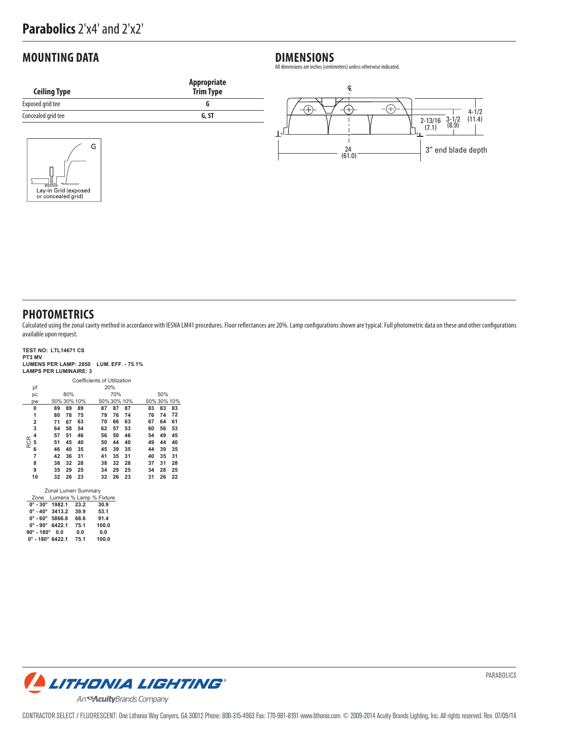# **Parabolics** 2'x4' and 2'x2'

## MOUNTING DATA

| Ceiling Type | Appropriate Trim Type |
|---|---|
| Exposed grid tee | G |
| Concealed grid tee | G, ST |

G

Lay-in Grid (exposed or concealed grid)

## DIMENSIONS

All dimensions are inches (centimeters) unless otherwise indicated.

℄

4-1/2 (11.4)

2-13/16 (7.1)

3-1/2 (8.9)

24 (61.0)

3" end blade depth

## PHOTOMETRICS

Calculated using the zonal cavity method in accordance with IESNA LM41 procedures. Floor reflectances are 20%. Lamp configurations shown are typical. Full photometric data on these and other configurations available upon request.

**TEST NO: LTL14671 CS**
**PT3 MV**
**LUMENS PER LAMP: 2850 LUM. EFF. - 75.1%**
**LAMPS PER LUMINAIRE: 3**

Coefficients of Utilization

| pf | 20% | | | | | | | | |
|---|---|---|---|---|---|---|---|---|---|
| pc | 80% | | | 70% | | | 50% | | |
| pw | 50% | 30% | 10% | 50% | 30% | 10% | 50% | 30% | 10% |
| RCR 0 | 89 | 89 | 89 | 87 | 87 | 87 | 83 | 83 | 83 |
| 1 | 80 | 78 | 75 | 79 | 76 | 74 | 76 | 74 | 72 |
| 2 | 71 | 67 | 63 | 70 | 66 | 63 | 67 | 64 | 61 |
| 3 | 64 | 58 | 54 | 62 | 57 | 53 | 60 | 56 | 53 |
| 4 | 57 | 51 | 46 | 56 | 50 | 46 | 54 | 49 | 45 |
| 5 | 51 | 45 | 40 | 50 | 44 | 40 | 49 | 44 | 40 |
| 6 | 46 | 40 | 35 | 45 | 39 | 35 | 44 | 39 | 35 |
| 7 | 42 | 36 | 31 | 41 | 35 | 31 | 40 | 35 | 31 |
| 8 | 38 | 32 | 28 | 38 | 32 | 28 | 37 | 31 | 28 |
| 9 | 35 | 29 | 25 | 34 | 29 | 25 | 34 | 28 | 25 |
| 10 | 32 | 26 | 23 | 32 | 26 | 23 | 31 | 26 | 22 |

Zonal Lumen Summary

| Zone | Lumens | % Lamp | % Fixture |
|---|---|---|---|
| 0° - 30° | 1982.1 | 23.2 | 30.9 |
| 0° - 40° | 3413.2 | 39.9 | 53.1 |
| 0° - 60° | 5866.8 | 68.6 | 91.4 |
| 0° - 90° | 6422.1 | 75.1 | 100.0 |
| 90° - 180° | 0.0 | 0.0 | 0.0 |
| 0° - 180° | 6422.1 | 75.1 | 100.0 |

LITHONIA LIGHTING®
An AcuityBrands Company

PARABOLICS

CONTRACTOR SELECT / FLUORESCENT: One Lithonia Way Conyers, GA 30012 Phone: 800-315-4963 Fax: 770-981-8191 www.lithonia.com © 2009-2014 Acuity Brands Lighting, Inc. All rights reserved. Rev. 07/09/14